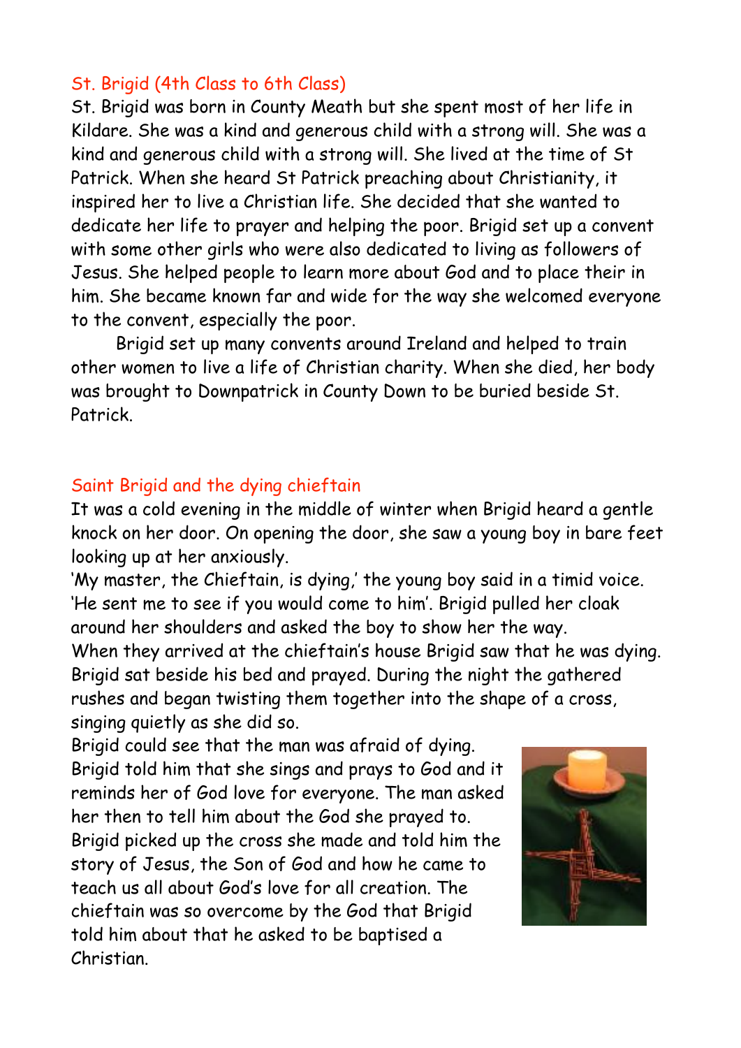## St. Brigid (4th Class to 6th Class)

St. Brigid was born in County Meath but she spent most of her life in Kildare. She was a kind and generous child with a strong will. She was a kind and generous child with a strong will. She lived at the time of St Patrick. When she heard St Patrick preaching about Christianity, it inspired her to live a Christian life. She decided that she wanted to dedicate her life to prayer and helping the poor. Brigid set up a convent with some other girls who were also dedicated to living as followers of Jesus. She helped people to learn more about God and to place their in him. She became known far and wide for the way she welcomed everyone to the convent, especially the poor.

Brigid set up many convents around Ireland and helped to train other women to live a life of Christian charity. When she died, her body was brought to Downpatrick in County Down to be buried beside St. Patrick.

## Saint Brigid and the dying chieftain

It was a cold evening in the middle of winter when Brigid heard a gentle knock on her door. On opening the door, she saw a young boy in bare feet looking up at her anxiously.

'My master, the Chieftain, is dying,' the young boy said in a timid voice. 'He sent me to see if you would come to him'. Brigid pulled her cloak around her shoulders and asked the boy to show her the way.

When they arrived at the chieftain's house Brigid saw that he was dying. Brigid sat beside his bed and prayed. During the night the gathered rushes and began twisting them together into the shape of a cross, singing quietly as she did so.

Brigid could see that the man was afraid of dying. Brigid told him that she sings and prays to God and it reminds her of God love for everyone. The man asked her then to tell him about the God she prayed to. Brigid picked up the cross she made and told him the story of Jesus, the Son of God and how he came to teach us all about God's love for all creation. The chieftain was so overcome by the God that Brigid told him about that he asked to be baptised a Christian.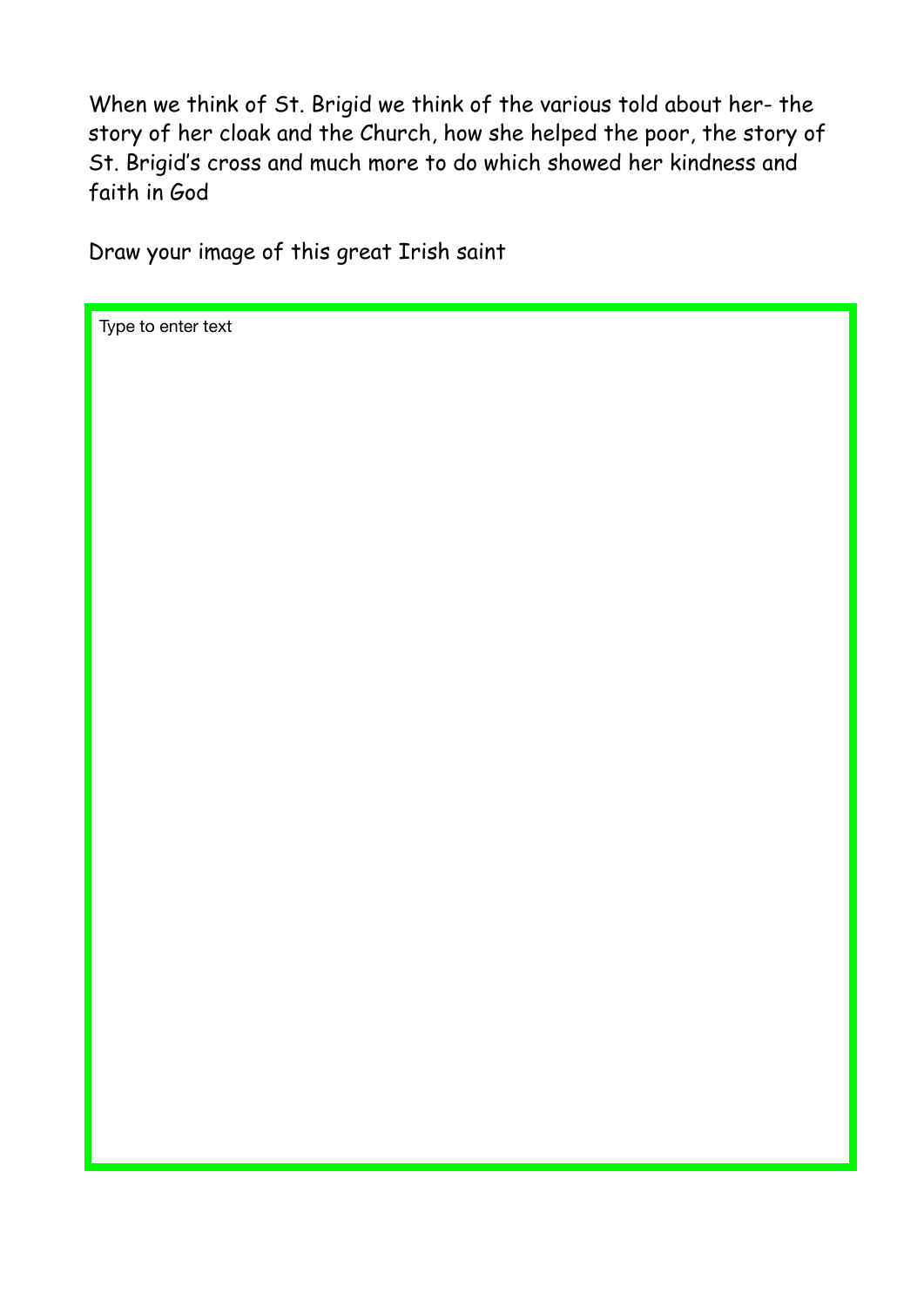When we think of St. Brigid we think of the various told about her- the story of her cloak and the Church, how she helped the poor, the story of St. Brigid's cross and much more to do which showed her kindness and faith in God

Draw your image of this great Irish saint

Type to enter text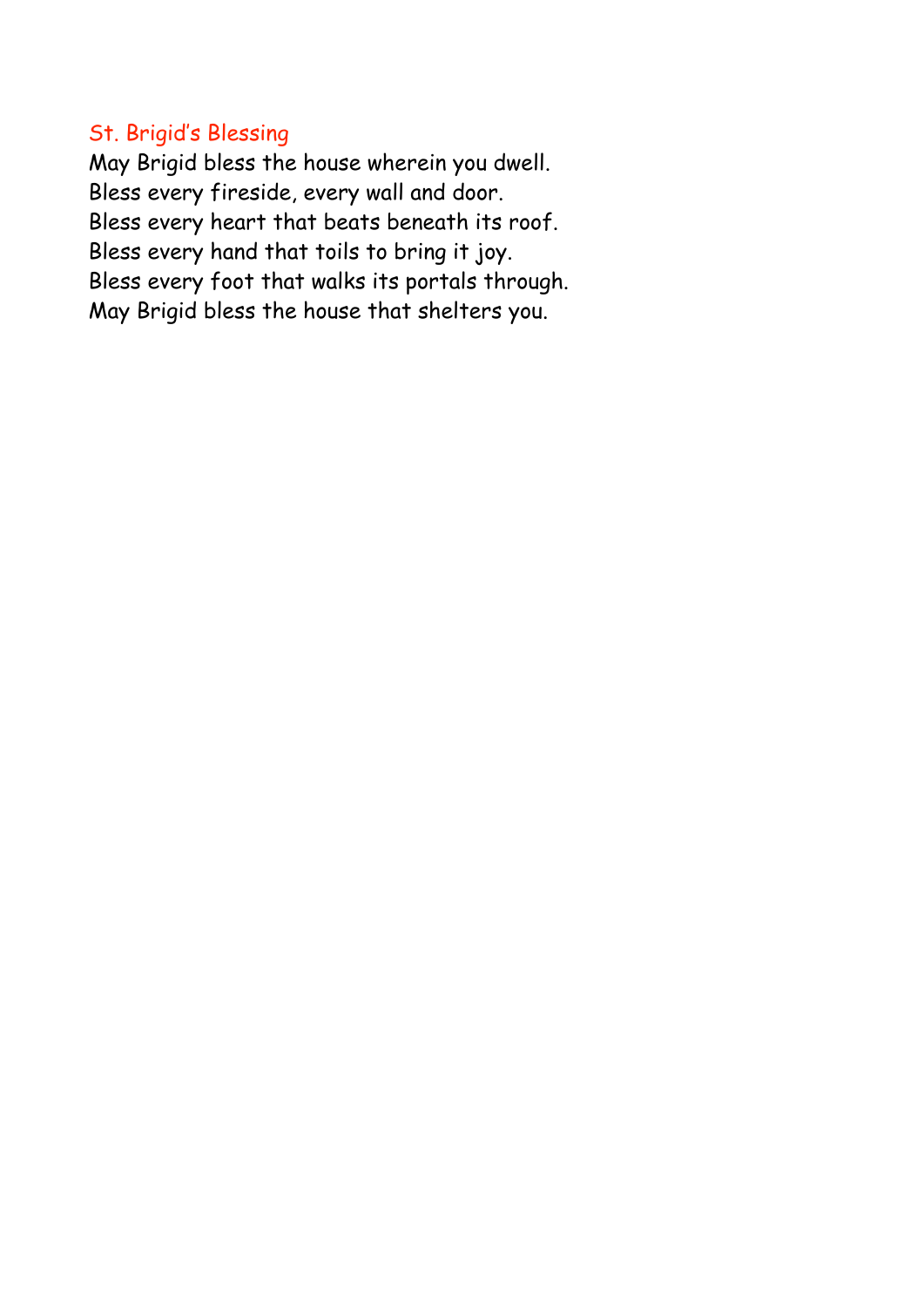## St. Brigid's Blessing

May Brigid bless the house wherein you dwell.  
Bless every fireside, every wall and door.  
Bless every heart that beats beneath its roof.  
Bless every hand that toils to bring it joy.  
Bless every foot that walks its portals through.  
May Brigid bless the house that shelters you.